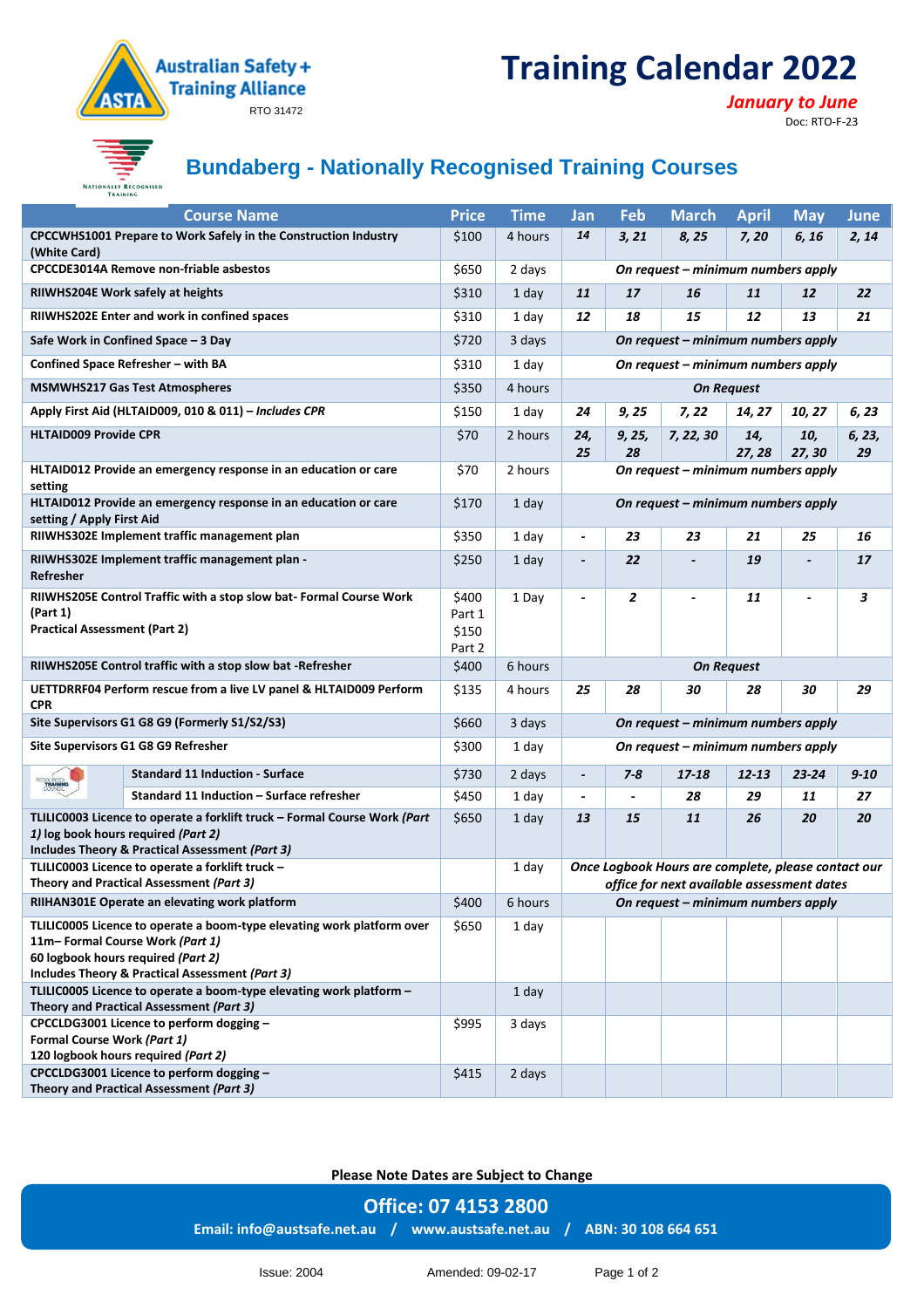Australian Safety + Training Alliance

RTO 31472

# Training Calendar 2022

***January to June***

Doc: RTO-F-23

## Bundaberg - Nationally Recognised Training Courses

| Course Name | Price | Time | Jan | Feb | March | April | May | June |
|---|---|---|---|---|---|---|---|---|
| **CPCCWHS1001 Prepare to Work Safely in the Construction Industry (White Card)** | $100 | 4 hours | *14* | *3, 21* | *8, 25* | *7, 20* | *6, 16* | *2, 14* |
| **CPCCDE3014A Remove non-friable asbestos** | $650 | 2 days | ***On request – minimum numbers apply*** | | | | | |
| **RIIWHS204E Work safely at heights** | $310 | 1 day | *11* | *17* | *16* | *11* | *12* | *22* |
| **RIIWHS202E Enter and work in confined spaces** | $310 | 1 day | *12* | *18* | *15* | *12* | *13* | *21* |
| **Safe Work in Confined Space – 3 Day** | $720 | 3 days | ***On request – minimum numbers apply*** | | | | | |
| **Confined Space Refresher – with BA** | $310 | 1 day | ***On request – minimum numbers apply*** | | | | | |
| **MSMWHS217 Gas Test Atmospheres** | $350 | 4 hours | ***On Request*** | | | | | |
| **Apply First Aid (HLTAID009, 010 & 011) – *Includes CPR*** | $150 | 1 day | *24* | *9, 25* | *7, 22* | *14, 27* | *10, 27* | *6, 23* |
| **HLTAID009 Provide CPR** | $70 | 2 hours | *24, 25* | *9, 25, 28* | *7, 22, 30* | *14, 27, 28* | *10, 27, 30* | *6, 23, 29* |
| **HLTAID012 Provide an emergency response in an education or care setting** | $70 | 2 hours | ***On request – minimum numbers apply*** | | | | | |
| **HLTAID012 Provide an emergency response in an education or care setting / Apply First Aid** | $170 | 1 day | ***On request – minimum numbers apply*** | | | | | |
| **RIIWHS302E Implement traffic management plan** | $350 | 1 day | - | *23* | *23* | *21* | *25* | *16* |
| **RIIWHS302E Implement traffic management plan - Refresher** | $250 | 1 day | - | *22* | - | *19* | - | *17* |
| **RIIWHS205E Control Traffic with a stop slow bat- Formal Course Work (Part 1)**<br>**Practical Assessment (Part 2)** | $400 Part 1<br>$150 Part 2 | 1 Day | - | *2* | - | *11* | - | *3* |
| **RIIWHS205E Control traffic with a stop slow bat -Refresher** | $400 | 6 hours | ***On Request*** | | | | | |
| **UETTDRRF04 Perform rescue from a live LV panel & HLTAID009 Perform CPR** | $135 | 4 hours | *25* | *28* | *30* | *28* | *30* | *29* |
| **Site Supervisors G1 G8 G9 (Formerly S1/S2/S3)** | $660 | 3 days | ***On request – minimum numbers apply*** | | | | | |
| **Site Supervisors G1 G8 G9 Refresher** | $300 | 1 day | ***On request – minimum numbers apply*** | | | | | |
| **Standard 11 Induction - Surface** | $730 | 2 days | - | *7-8* | *17-18* | *12-13* | *23-24* | *9-10* |
| **Standard 11 Induction – Surface refresher** | $450 | 1 day | - | - | *28* | *29* | *11* | *27* |
| **TLILIC0003 Licence to operate a forklift truck – Formal Course Work *(Part 1)* log book hours required *(Part 2)***<br>**Includes Theory & Practical Assessment *(Part 3)*** | $650 | 1 day | *13* | *15* | *11* | *26* | *20* | *20* |
| **TLILIC0003 Licence to operate a forklift truck – Theory and Practical Assessment *(Part 3)*** | | 1 day | ***Once Logbook Hours are complete, please contact our office for next available assessment dates*** | | | | | |
| **RIIHAN301E Operate an elevating work platform** | $400 | 6 hours | ***On request – minimum numbers apply*** | | | | | |
| **TLILIC0005 Licence to operate a boom-type elevating work platform over 11m– Formal Course Work *(Part 1)***<br>**60 logbook hours required *(Part 2)***<br>**Includes Theory & Practical Assessment *(Part 3)*** | $650 | 1 day | | | | | | |
| **TLILIC0005 Licence to operate a boom-type elevating work platform – Theory and Practical Assessment *(Part 3)*** | | 1 day | | | | | | |
| **CPCCLDG3001 Licence to perform dogging –**<br>**Formal Course Work *(Part 1)***<br>**120 logbook hours required *(Part 2)*** | $995 | 3 days | | | | | | |
| **CPCCLDG3001 Licence to perform dogging – Theory and Practical Assessment *(Part 3)*** | $415 | 2 days | | | | | | |

**Please Note Dates are Subject to Change**

**Office: 07 4153 2800**

**Email: info@austsafe.net.au / www.austsafe.net.au / ABN: 30 108 664 651**

Issue: 2004 Amended: 09-02-17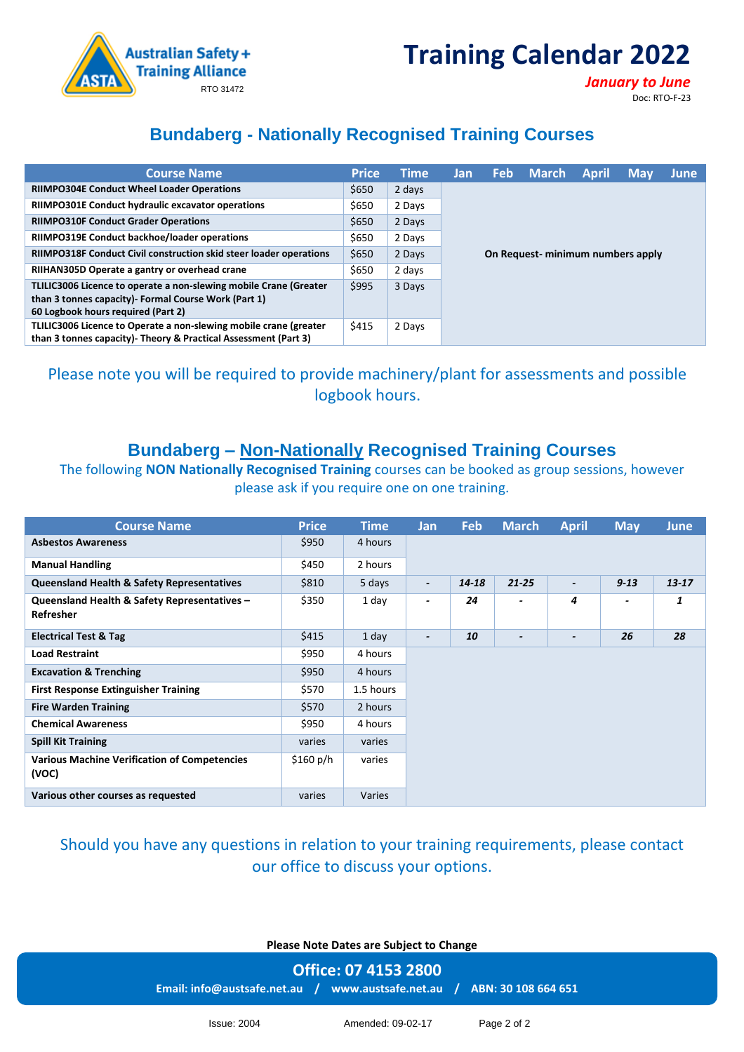Australian Safety + Training Alliance

ASTA

RTO 31472

# Training Calendar 2022

***January to June***

Doc: RTO-F-23

## Bundaberg - Nationally Recognised Training Courses

| Course Name | Price | Time | Jan | Feb | March | April | May | June |
|---|---|---|---|---|---|---|---|---|
| **RIIMPO304E Conduct Wheel Loader Operations** | $650 | 2 days | **On Request- minimum numbers apply** | | | | | |
| **RIIMPO301E Conduct hydraulic excavator operations** | $650 | 2 Days | | | | | | |
| **RIIMPO310F Conduct Grader Operations** | $650 | 2 Days | | | | | | |
| **RIIMPO319E Conduct backhoe/loader operations** | $650 | 2 Days | | | | | | |
| **RIIMPO318F Conduct Civil construction skid steer loader operations** | $650 | 2 Days | | | | | | |
| **RIIHAN305D Operate a gantry or overhead crane** | $650 | 2 days | | | | | | |
| **TLILIC3006 Licence to operate a non-slewing mobile Crane (Greater than 3 tonnes capacity)- Formal Course Work (Part 1) 60 Logbook hours required (Part 2)** | $995 | 3 Days | | | | | | |
| **TLILIC3006 Licence to Operate a non-slewing mobile crane (greater than 3 tonnes capacity)- Theory & Practical Assessment (Part 3)** | $415 | 2 Days | | | | | | |

Please note you will be required to provide machinery/plant for assessments and possible logbook hours.

## Bundaberg – Non-Nationally Recognised Training Courses

The following **NON Nationally Recognised Training** courses can be booked as group sessions, however please ask if you require one on one training.

| Course Name | Price | Time | Jan | Feb | March | April | May | June |
|---|---|---|---|---|---|---|---|---|
| **Asbestos Awareness** | $950 | 4 hours | | | | | | |
| **Manual Handling** | $450 | 2 hours | | | | | | |
| **Queensland Health & Safety Representatives** | $810 | 5 days | - | ***14-18*** | ***21-25*** | - | ***9-13*** | ***13-17*** |
| **Queensland Health & Safety Representatives – Refresher** | $350 | 1 day | - | ***24*** | - | ***4*** | - | ***1*** |
| **Electrical Test & Tag** | $415 | 1 day | - | ***10*** | - | - | ***26*** | ***28*** |
| **Load Restraint** | $950 | 4 hours | | | | | | |
| **Excavation & Trenching** | $950 | 4 hours | | | | | | |
| **First Response Extinguisher Training** | $570 | 1.5 hours | | | | | | |
| **Fire Warden Training** | $570 | 2 hours | | | | | | |
| **Chemical Awareness** | $950 | 4 hours | | | | | | |
| **Spill Kit Training** | varies | varies | | | | | | |
| **Various Machine Verification of Competencies (VOC)** | $160 p/h | varies | | | | | | |
| **Various other courses as requested** | varies | Varies | | | | | | |

Should you have any questions in relation to your training requirements, please contact our office to discuss your options.

**Please Note Dates are Subject to Change**

**Office: 07 4153 2800**

**Email: info@austsafe.net.au / www.austsafe.net.au / ABN: 30 108 664 651**

Issue: 2004 Amended: 09-02-17